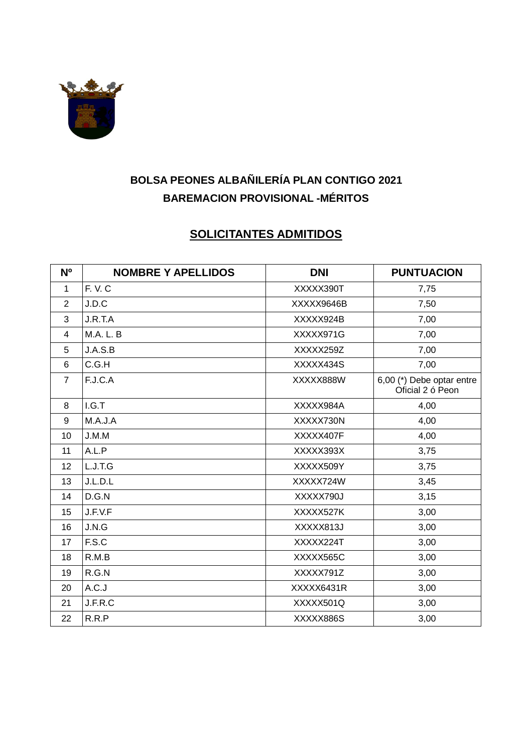## BOLSA PEONES ALBAÑILERÍA PLAN CONTIGO 2021
## BAREMACION PROVISIONAL -MÉRITOS

### SOLICITANTES ADMITIDOS

| Nº | NOMBRE Y APELLIDOS | DNI | PUNTUACION |
|---|---|---|---|
| 1 | F. V. C | XXXXX390T | 7,75 |
| 2 | J.D.C | XXXXX9646B | 7,50 |
| 3 | J.R.T.A | XXXXX924B | 7,00 |
| 4 | M.A. L. B | XXXXX971G | 7,00 |
| 5 | J.A.S.B | XXXXX259Z | 7,00 |
| 6 | C.G.H | XXXXX434S | 7,00 |
| 7 | F.J.C.A | XXXXX888W | 6,00 (*) Debe optar entre Oficial 2 ó Peon |
| 8 | I.G.T | XXXXX984A | 4,00 |
| 9 | M.A.J.A | XXXXX730N | 4,00 |
| 10 | J.M.M | XXXXX407F | 4,00 |
| 11 | A.L.P | XXXXX393X | 3,75 |
| 12 | L.J.T.G | XXXXX509Y | 3,75 |
| 13 | J.L.D.L | XXXXX724W | 3,45 |
| 14 | D.G.N | XXXXX790J | 3,15 |
| 15 | J.F.V.F | XXXXX527K | 3,00 |
| 16 | J.N.G | XXXXX813J | 3,00 |
| 17 | F.S.C | XXXXX224T | 3,00 |
| 18 | R.M.B | XXXXX565C | 3,00 |
| 19 | R.G.N | XXXXX791Z | 3,00 |
| 20 | A.C.J | XXXXX6431R | 3,00 |
| 21 | J.F.R.C | XXXXX501Q | 3,00 |
| 22 | R.R.P | XXXXX886S | 3,00 |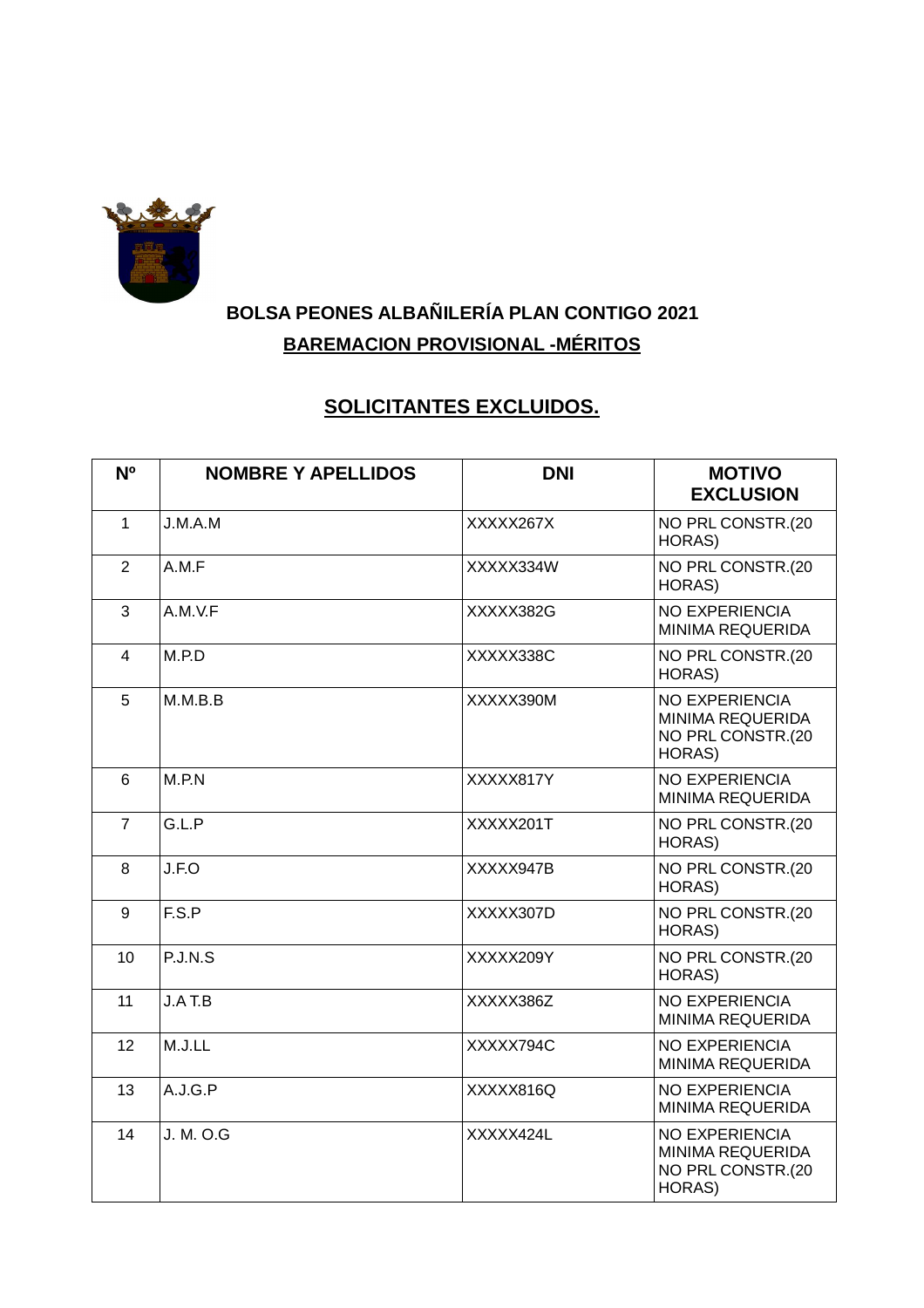**BOLSA PEONES ALBAÑILERÍA PLAN CONTIGO 2021**

**BAREMACION PROVISIONAL -MÉRITOS**

**SOLICITANTES EXCLUIDOS.**

| Nº | NOMBRE Y APELLIDOS | DNI | MOTIVO EXCLUSION |
|---|---|---|---|
| 1 | J.M.A.M | XXXXX267X | NO PRL CONSTR.(20 HORAS) |
| 2 | A.M.F | XXXXX334W | NO PRL CONSTR.(20 HORAS) |
| 3 | A.M.V.F | XXXXX382G | NO EXPERIENCIA MINIMA REQUERIDA |
| 4 | M.P.D | XXXXX338C | NO PRL CONSTR.(20 HORAS) |
| 5 | M.M.B.B | XXXXX390M | NO EXPERIENCIA MINIMA REQUERIDA NO PRL CONSTR.(20 HORAS) |
| 6 | M.P.N | XXXXX817Y | NO EXPERIENCIA MINIMA REQUERIDA |
| 7 | G.L.P | XXXXX201T | NO PRL CONSTR.(20 HORAS) |
| 8 | J.F.O | XXXXX947B | NO PRL CONSTR.(20 HORAS) |
| 9 | F.S.P | XXXXX307D | NO PRL CONSTR.(20 HORAS) |
| 10 | P.J.N.S | XXXXX209Y | NO PRL CONSTR.(20 HORAS) |
| 11 | J.A T.B | XXXXX386Z | NO EXPERIENCIA MINIMA REQUERIDA |
| 12 | M.J.LL | XXXXX794C | NO EXPERIENCIA MINIMA REQUERIDA |
| 13 | A.J.G.P | XXXXX816Q | NO EXPERIENCIA MINIMA REQUERIDA |
| 14 | J. M. O.G | XXXXX424L | NO EXPERIENCIA MINIMA REQUERIDA NO PRL CONSTR.(20 HORAS) |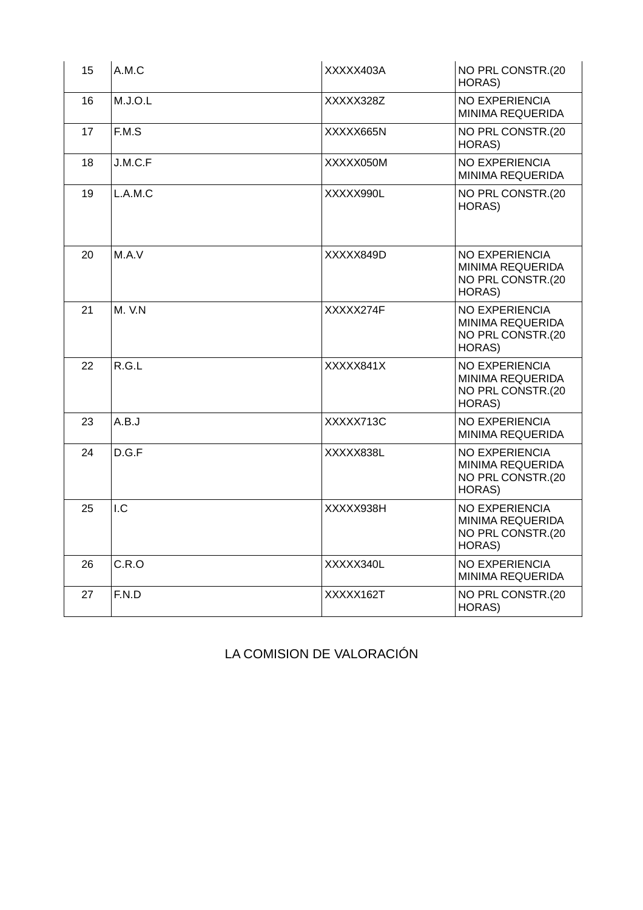| | | | |
|---|---|---|---|
| 15 | A.M.C | XXXXX403A | NO PRL CONSTR.(20 HORAS) |
| 16 | M.J.O.L | XXXXX328Z | NO EXPERIENCIA MINIMA REQUERIDA |
| 17 | F.M.S | XXXXX665N | NO PRL CONSTR.(20 HORAS) |
| 18 | J.M.C.F | XXXXX050M | NO EXPERIENCIA MINIMA REQUERIDA |
| 19 | L.A.M.C | XXXXX990L | NO PRL CONSTR.(20 HORAS) |
| 20 | M.A.V | XXXXX849D | NO EXPERIENCIA MINIMA REQUERIDA NO PRL CONSTR.(20 HORAS) |
| 21 | M. V.N | XXXXX274F | NO EXPERIENCIA MINIMA REQUERIDA NO PRL CONSTR.(20 HORAS) |
| 22 | R.G.L | XXXXX841X | NO EXPERIENCIA MINIMA REQUERIDA NO PRL CONSTR.(20 HORAS) |
| 23 | A.B.J | XXXXX713C | NO EXPERIENCIA MINIMA REQUERIDA |
| 24 | D.G.F | XXXXX838L | NO EXPERIENCIA MINIMA REQUERIDA NO PRL CONSTR.(20 HORAS) |
| 25 | I.C | XXXXX938H | NO EXPERIENCIA MINIMA REQUERIDA NO PRL CONSTR.(20 HORAS) |
| 26 | C.R.O | XXXXX340L | NO EXPERIENCIA MINIMA REQUERIDA |
| 27 | F.N.D | XXXXX162T | NO PRL CONSTR.(20 HORAS) |

LA COMISION DE VALORACIÓN